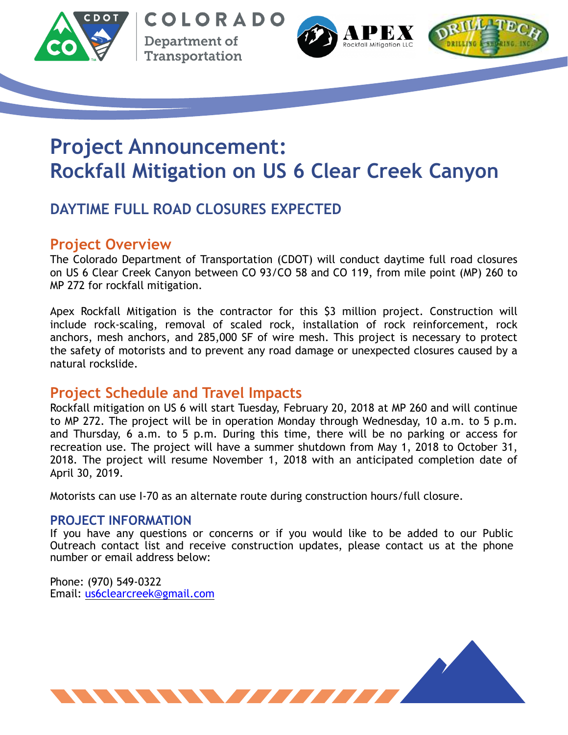# Project Announcement: Rockfall Mitigation on US 6 Clear Creek Canyon

## DAYTIME FULL ROAD CLOSURES EXPECTED

## Project Overview

The Colorado Department of Transportation (CDOT) will conduct daytime full road closures on US 6 Clear Creek Canyon between CO 93/CO 58 and CO 119, from mile point (MP) 260 to MP 272 for rockfall mitigation.

Apex Rockfall Mitigation is the contractor for this $3 million project. Construction will include rock-scaling, removal of scaled rock, installation of rock reinforcement, rock anchors, mesh anchors, and 285,000 SF of wire mesh. This project is necessary to protect the safety of motorists and to prevent any road damage or unexpected closures caused by a natural rockslide.

## Project Schedule and Travel Impacts

Rockfall mitigation on US 6 will start Tuesday, February 20, 2018 at MP 260 and will continue to MP 272. The project will be in operation Monday through Wednesday, 10 a.m. to 5 p.m. and Thursday, 6 a.m. to 5 p.m. During this time, there will be no parking or access for recreation use. The project will have a summer shutdown from May 1, 2018 to October 31, 2018. The project will resume November 1, 2018 with an anticipated completion date of April 30, 2019.

Motorists can use I-70 as an alternate route during construction hours/full closure.

### PROJECT INFORMATION

If you have any questions or concerns or if you would like to be added to our Public Outreach contact list and receive construction updates, please contact us at the phone number or email address below:

Phone: (970) 549-0322
Email: us6clearcreek@gmail.com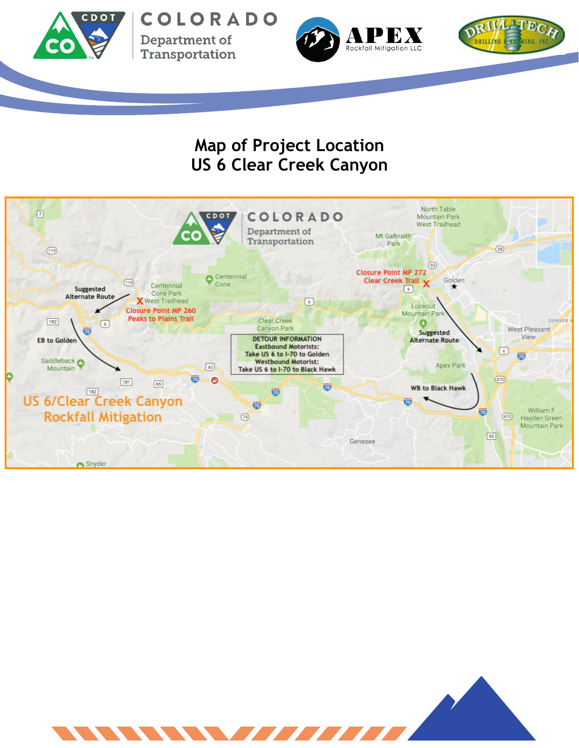# Map of Project Location
# US 6 Clear Creek Canyon

COLORADO
Department of Transportation

Closure Point MP 272
Clear Creek Trail

Closure Point MP 260
Peaks to Plains Trail

Suggested
Alternate Route

EB to Golden

Suggested
Alternate Route

WB to Black Hawk

DETOUR INFORMATION
Eastbound Motorists:
Take US 6 to I-70 to Golden
Westbound Motorist:
Take US 6 to I-70 to Black Hawk

US 6/Clear Creek Canyon
Rockfall Mitigation